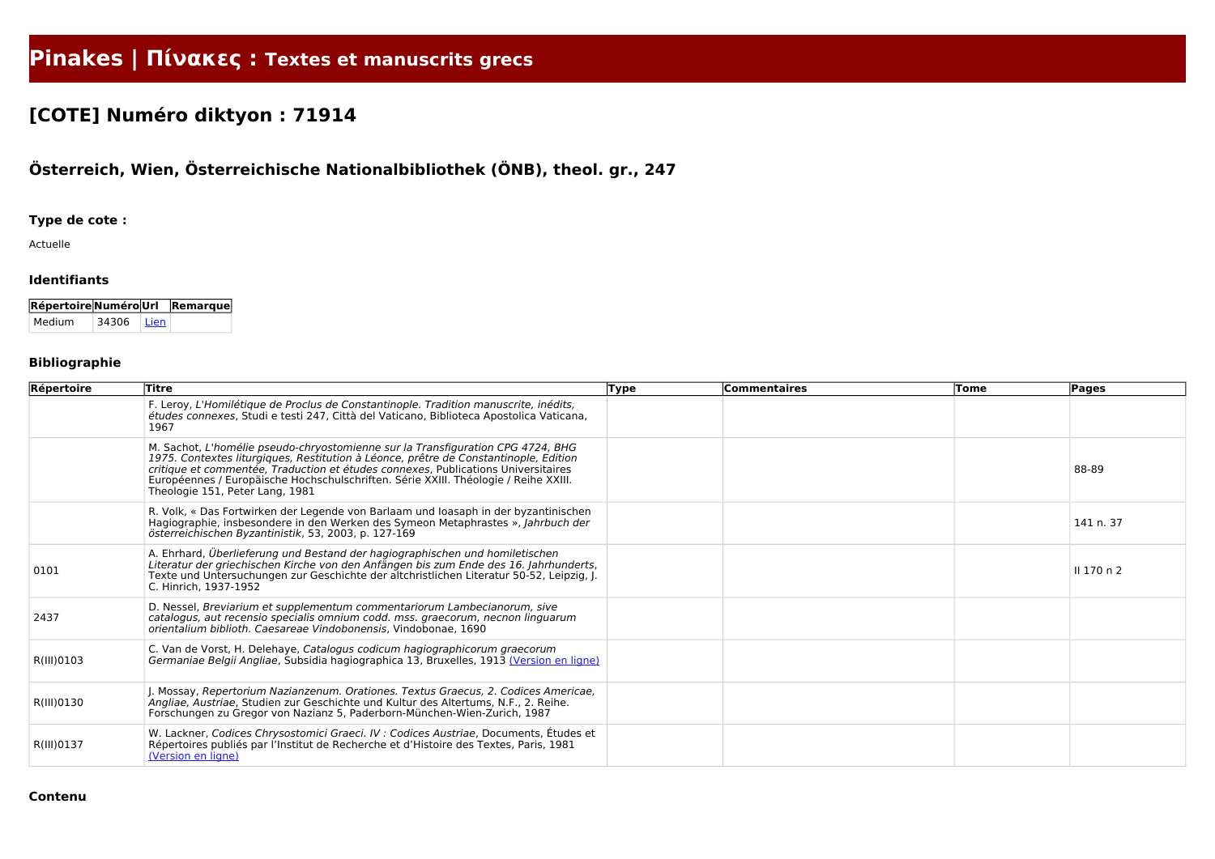# Pinakes | Πίνακες : Textes et manuscrits grecs

## [COTE] Numéro diktyon : 71914

### Österreich, Wien, Österreichische Nationalbibliothek (ÖNB), theol. gr., 247

#### Type de cote :

Actuelle

#### Identifiants

| Répertoire | Numéro | Url | Remarque |
|---|---|---|---|
| Medium | 34306 | Lien | |

#### Bibliographie

| Répertoire | Titre | Type | Commentaires | Tome | Pages |
|---|---|---|---|---|---|
| | F. Leroy, *L'Homilétique de Proclus de Constantinople. Tradition manuscrite, inédits, études connexes*, Studi e testi 247, Città del Vaticano, Biblioteca Apostolica Vaticana, 1967 | | | | |
| | M. Sachot, *L'homélie pseudo-chryostomienne sur la Transfiguration CPG 4724, BHG 1975. Contextes liturgiques, Restitution à Léonce, prêtre de Constantinople, Edition critique et commentée, Traduction et études connexes*, Publications Universitaires Européennes / Europäische Hochschulschriften. Série XXIII. Théologie / Reihe XXIII. Theologie 151, Peter Lang, 1981 | | | | 88-89 |
| | R. Volk, « Das Fortwirken der Legende von Barlaam und Ioasaph in der byzantinischen Hagiographie, insbesondere in den Werken des Symeon Metaphrastes », *Jahrbuch der österreichischen Byzantinistik*, 53, 2003, p. 127-169 | | | | 141 n. 37 |
| 0101 | A. Ehrhard, *Überlieferung und Bestand der hagiographischen und homiletischen Literatur der griechischen Kirche von den Anfängen bis zum Ende des 16. Jahrhunderts*, Texte und Untersuchungen zur Geschichte der altchristlichen Literatur 50-52, Leipzig, J. C. Hinrich, 1937-1952 | | | | II 170 n 2 |
| 2437 | D. Nessel, *Breviarium et supplementum commentariorum Lambecianorum, sive catalogus, aut recensio specialis omnium codd. mss. graecorum, necnon linguarum orientalium biblioth. Caesareae Vindobonensis*, Vindobonae, 1690 | | | | |
| R(III)0103 | C. Van de Vorst, H. Delehaye, *Catalogus codicum hagiographicorum graecorum Germaniae Belgii Angliae*, Subsidia hagiographica 13, Bruxelles, 1913 (Version en ligne) | | | | |
| R(III)0130 | J. Mossay, *Repertorium Nazianzenum. Orationes. Textus Graecus, 2. Codices Americae, Angliae, Austriae*, Studien zur Geschichte und Kultur des Altertums, N.F., 2. Reihe. Forschungen zu Gregor von Nazianz 5, Paderborn-München-Wien-Zurich, 1987 | | | | |
| R(III)0137 | W. Lackner, *Codices Chrysostomici Graeci. IV : Codices Austriae*, Documents, Études et Répertoires publiés par l'Institut de Recherche et d'Histoire des Textes, Paris, 1981 (Version en ligne) | | | | |

#### Contenu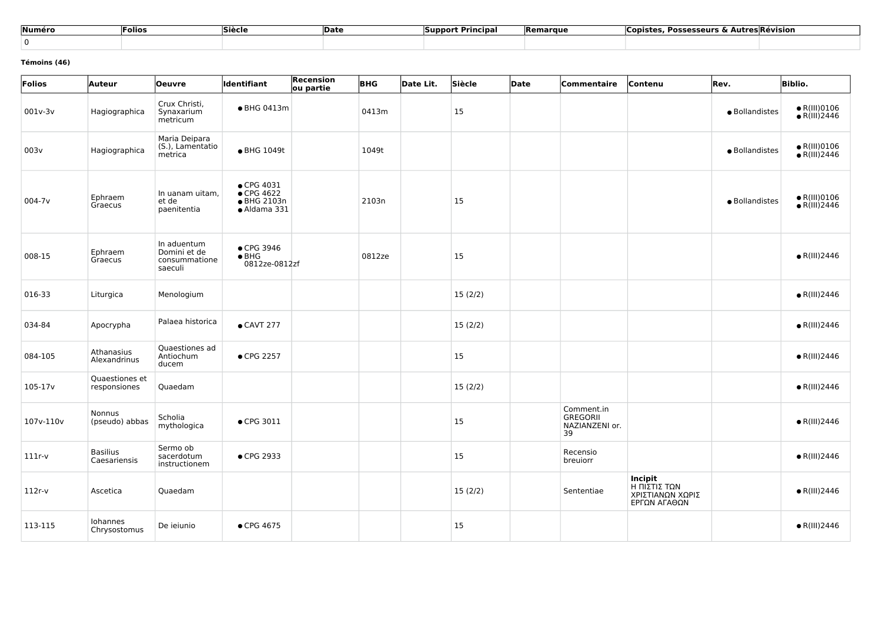| Numéro | Folios | Siècle | Date | Support Principal | Remarque | Copistes, Possesseurs & Autres | Révision |
|---|---|---|---|---|---|---|---|
| 0 | | | | | | | |

**Témoins (46)**

| Folios | Auteur | Oeuvre | Identifiant | Recension ou partie | BHG | Date Lit. | Siècle | Date | Commentaire | Contenu | Rev. | Biblio. |
|---|---|---|---|---|---|---|---|---|---|---|---|---|
| 001v-3v | Hagiographica | Crux Christi, Synaxarium metricum | • BHG 0413m | | 0413m | | 15 | | | | • Bollandistes | • R(III)0106 • R(III)2446 |
| 003v | Hagiographica | Maria Deipara (S.), Lamentatio metrica | • BHG 1049t | | 1049t | | | | | | • Bollandistes | • R(III)0106 • R(III)2446 |
| 004-7v | Ephraem Graecus | In uanam uitam, et de paenitentia | • CPG 4031 • CPG 4622 • BHG 2103n • Aldama 331 | | 2103n | | 15 | | | | • Bollandistes | • R(III)0106 • R(III)2446 |
| 008-15 | Ephraem Graecus | In aduentum Domini et de consummatione saeculi | • CPG 3946 • BHG 0812ze-0812zf | | 0812ze | | 15 | | | | | • R(III)2446 |
| 016-33 | Liturgica | Menologium | | | | | 15 (2/2) | | | | | • R(III)2446 |
| 034-84 | Apocrypha | Palaea historica | • CAVT 277 | | | | 15 (2/2) | | | | | • R(III)2446 |
| 084-105 | Athanasius Alexandrinus | Quaestiones ad Antiochum ducem | • CPG 2257 | | | | 15 | | | | | • R(III)2446 |
| 105-17v | Quaestiones et responsiones | Quaedam | | | | | 15 (2/2) | | | | | • R(III)2446 |
| 107v-110v | Nonnus (pseudo) abbas | Scholia mythologica | • CPG 3011 | | | | 15 | | Comment.in GREGORII NAZIANZENI or. 39 | | | • R(III)2446 |
| 111r-v | Basilius Caesariensis | Sermo ob sacerdotum instructionem | • CPG 2933 | | | | 15 | | Recensio breuiorr | | | • R(III)2446 |
| 112r-v | Ascetica | Quaedam | | | | | 15 (2/2) | | Sententiae | **Incipit** Η ΠΙΣΤΙΣ ΤΩΝ ΧΡΙΣΤΙΑΝΩΝ ΧΩΡΙΣ ΕΡΓΩΝ ΑΓΑΘΩΝ | | • R(III)2446 |
| 113-115 | Iohannes Chrysostomus | De ieiunio | • CPG 4675 | | | | 15 | | | | | • R(III)2446 |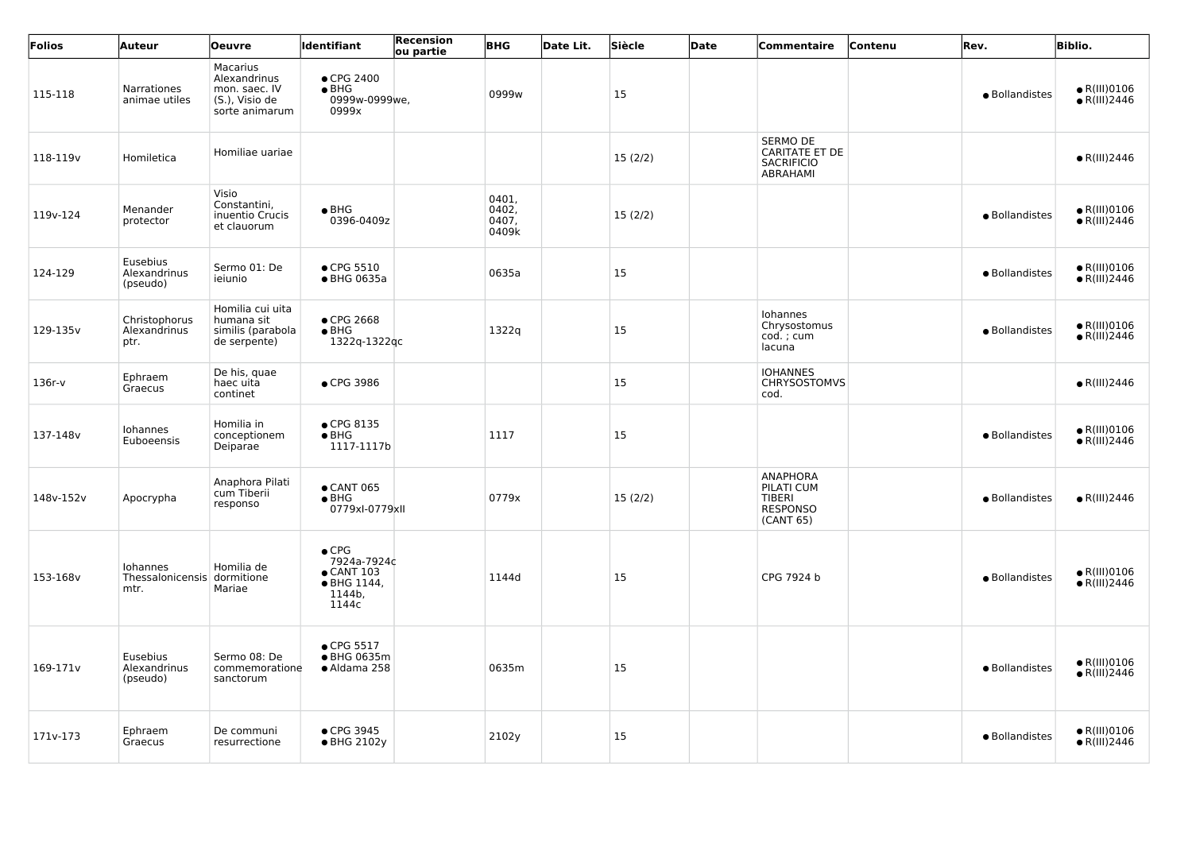| Folios | Auteur | Oeuvre | Identifiant | Recension ou partie | BHG | Date Lit. | Siècle | Date | Commentaire | Contenu | Rev. | Biblio. |
|---|---|---|---|---|---|---|---|---|---|---|---|---|
| 115-118 | Narrationes animae utiles | Macarius Alexandrinus mon. saec. IV (S.), Visio de sorte animarum | ● CPG 2400 ● BHG 0999w-0999we, 0999x | | 0999w | | 15 | | | | ● Bollandistes | ● R(III)0106 ● R(III)2446 |
| 118-119v | Homiletica | Homiliae uariae | | | | | 15 (2/2) | | SERMO DE CARITATE ET DE SACRIFICIO ABRAHAMI | | | ● R(III)2446 |
| 119v-124 | Menander protector | Visio Constantini, inuentio Crucis et clauorum | ● BHG 0396-0409z | | 0401, 0402, 0407, 0409k | | 15 (2/2) | | | | ● Bollandistes | ● R(III)0106 ● R(III)2446 |
| 124-129 | Eusebius Alexandrinus (pseudo) | Sermo 01: De ieiunio | ● CPG 5510 ● BHG 0635a | | 0635a | | 15 | | | | ● Bollandistes | ● R(III)0106 ● R(III)2446 |
| 129-135v | Christophorus Alexandrinus ptr. | Homilia cui uita humana sit similis (parabola de serpente) | ● CPG 2668 ● BHG 1322q-1322qc | | 1322q | | 15 | | Iohannes Chrysostomus cod. ; cum lacuna | | ● Bollandistes | ● R(III)0106 ● R(III)2446 |
| 136r-v | Ephraem Graecus | De his, quae haec uita continet | ● CPG 3986 | | | | 15 | | IOHANNES CHRYSOSTOMVS cod. | | | ● R(III)2446 |
| 137-148v | Iohannes Euboeensis | Homilia in conceptionem Deiparae | ● CPG 8135 ● BHG 1117-1117b | | 1117 | | 15 | | | | ● Bollandistes | ● R(III)0106 ● R(III)2446 |
| 148v-152v | Apocrypha | Anaphora Pilati cum Tiberii responso | ● CANT 065 ● BHG 0779xl-0779xll | | 0779x | | 15 (2/2) | | ANAPHORA PILATI CUM TIBERI RESPONSO (CANT 65) | | ● Bollandistes | ● R(III)2446 |
| 153-168v | Iohannes Thessalonicensis mtr. | Homilia de dormitione Mariae | ● CPG 7924a-7924c ● CANT 103 ● BHG 1144, 1144b, 1144c | | 1144d | | 15 | | CPG 7924 b | | ● Bollandistes | ● R(III)0106 ● R(III)2446 |
| 169-171v | Eusebius Alexandrinus (pseudo) | Sermo 08: De commemoratione sanctorum | ● CPG 5517 ● BHG 0635m ● Aldama 258 | | 0635m | | 15 | | | | ● Bollandistes | ● R(III)0106 ● R(III)2446 |
| 171v-173 | Ephraem Graecus | De communi resurrectione | ● CPG 3945 ● BHG 2102y | | 2102y | | 15 | | | | ● Bollandistes | ● R(III)0106 ● R(III)2446 |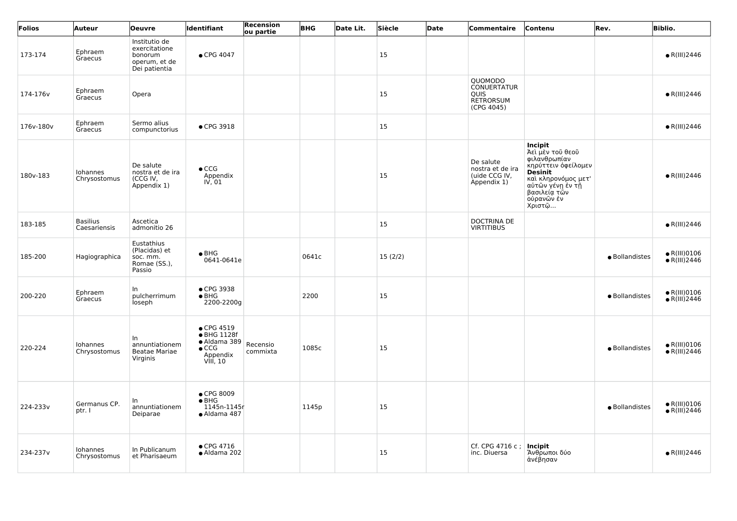| Folios | Auteur | Oeuvre | Identifiant | Recension ou partie | BHG | Date Lit. | Siècle | Date | Commentaire | Contenu | Rev. | Biblio. |
|---|---|---|---|---|---|---|---|---|---|---|---|---|
| 173-174 | Ephraem Graecus | Institutio de exercitatione bonorum operum, et de Dei patientia | • CPG 4047 | | | | 15 | | | | | • R(III)2446 |
| 174-176v | Ephraem Graecus | Opera | | | | | 15 | | QUOMODO CONUERTATUR QUIS RETRORSUM (CPG 4045) | | | • R(III)2446 |
| 176v-180v | Ephraem Graecus | Sermo alius compunctorius | • CPG 3918 | | | | 15 | | | | | • R(III)2446 |
| 180v-183 | Iohannes Chrysostomus | De salute nostra et de ira (CCG IV, Appendix 1) | • CCG Appendix IV, 01 | | | | 15 | | De salute nostra et de ira (uide CCG IV, Appendix 1) | **Incipit** Ἀεὶ μὲν τοῦ θεοῦ φιλανθρωπίαν κηρύττειν ὀφείλομεν **Desinit** καὶ κληρονόμος μετ' αὐτῶν γένῃ ἐν τῇ βασιλείᾳ τῶν οὐρανῶν ἐν Χριστῷ... | | • R(III)2446 |
| 183-185 | Basilius Caesariensis | Ascetica admonitio 26 | | | | | 15 | | DOCTRINA DE VIRTITIBUS | | | • R(III)2446 |
| 185-200 | Hagiographica | Eustathius (Placidas) et soc. mm. Romae (SS.), Passio | • BHG 0641-0641e | | 0641c | | 15 (2/2) | | | | • Bollandistes | • R(III)0106 • R(III)2446 |
| 200-220 | Ephraem Graecus | In pulcherrimum Ioseph | • CPG 3938 • BHG 2200-2200g | | 2200 | | 15 | | | | • Bollandistes | • R(III)0106 • R(III)2446 |
| 220-224 | Iohannes Chrysostomus | In annuntiationem Beatae Mariae Virginis | • CPG 4519 • BHG 1128f • Aldama 389 • CCG Appendix VIII, 10 | Recensio commixta | 1085c | | 15 | | | | • Bollandistes | • R(III)0106 • R(III)2446 |
| 224-233v | Germanus CP. ptr. I | In annuntiationem Deiparae | • CPG 8009 • BHG 1145n-1145r • Aldama 487 | | 1145p | | 15 | | | | • Bollandistes | • R(III)0106 • R(III)2446 |
| 234-237v | Iohannes Chrysostomus | In Publicanum et Pharisaeum | • CPG 4716 • Aldama 202 | | | | 15 | | Cf. CPG 4716 c ; inc. Diuersa | **Incipit** Ἄνθρωποι δύο ἀνέβησαν | | • R(III)2446 |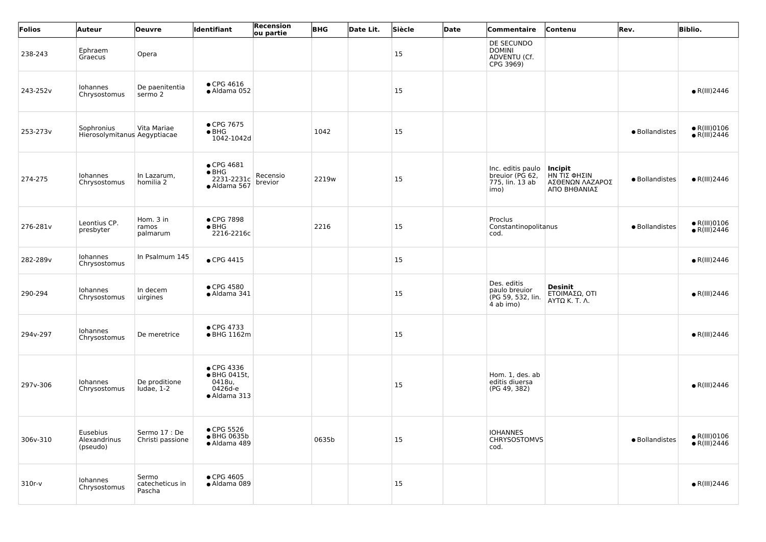| Folios | Auteur | Oeuvre | Identifiant | Recension ou partie | BHG | Date Lit. | Siècle | Date | Commentaire | Contenu | Rev. | Biblio. |
|---|---|---|---|---|---|---|---|---|---|---|---|---|
| 238-243 | Ephraem Graecus | Opera | | | | | 15 | | DE SECUNDO DOMINI ADVENTU (Cf. CPG 3969) | | | |
| 243-252v | Iohannes Chrysostomus | De paenitentia sermo 2 | ● CPG 4616<br>● Aldama 052 | | | | 15 | | | | | ● R(III)2446 |
| 253-273v | Sophronius Hierosolymitanus | Vita Mariae Aegyptiacae | ● CPG 7675<br>● BHG 1042-1042d | | 1042 | | 15 | | | | ● Bollandistes | ● R(III)0106<br>● R(III)2446 |
| 274-275 | Iohannes Chrysostomus | In Lazarum, homilia 2 | ● CPG 4681<br>● BHG 2231-2231c<br>● Aldama 567 | Recensio brevior | 2219w | | 15 | | Inc. editis paulo breuior (PG 62, 775, lin. 13 ab imo) | **Incipit** ΗΝ ΤΙΣ ΦΗΣΙΝ ΑΣΘΕΝΩΝ ΛΑΖΑΡΟΣ ΑΠΟ ΒΗΘΑΝΙΑΣ | ● Bollandistes | ● R(III)2446 |
| 276-281v | Leontius CP. presbyter | Hom. 3 in ramos palmarum | ● CPG 7898<br>● BHG 2216-2216c | | 2216 | | 15 | | Proclus Constantinopolitanus cod. | | ● Bollandistes | ● R(III)0106<br>● R(III)2446 |
| 282-289v | Iohannes Chrysostomus | In Psalmum 145 | ● CPG 4415 | | | | 15 | | | | | ● R(III)2446 |
| 290-294 | Iohannes Chrysostomus | In decem uirgines | ● CPG 4580<br>● Aldama 341 | | | | 15 | | Des. editis paulo breuior (PG 59, 532, lin. 4 ab imo) | **Desinit** ΕΤΟΙΜΑΣΩ, ΟΤΙ ΑΥΤΩ Κ. Τ. Λ. | | ● R(III)2446 |
| 294v-297 | Iohannes Chrysostomus | De meretrice | ● CPG 4733<br>● BHG 1162m | | | | 15 | | | | | ● R(III)2446 |
| 297v-306 | Iohannes Chrysostomus | De proditione Iudae, 1-2 | ● CPG 4336<br>● BHG 0415t, 0418u, 0426d-e<br>● Aldama 313 | | | | 15 | | Hom. 1, des. ab editis diuersa (PG 49, 382) | | | ● R(III)2446 |
| 306v-310 | Eusebius Alexandrinus (pseudo) | Sermo 17 : De Christi passione | ● CPG 5526<br>● BHG 0635b<br>● Aldama 489 | | 0635b | | 15 | | IOHANNES CHRYSOSTOMVS cod. | | ● Bollandistes | ● R(III)0106<br>● R(III)2446 |
| 310r-v | Iohannes Chrysostomus | Sermo catecheticus in Pascha | ● CPG 4605<br>● Aldama 089 | | | | 15 | | | | | ● R(III)2446 |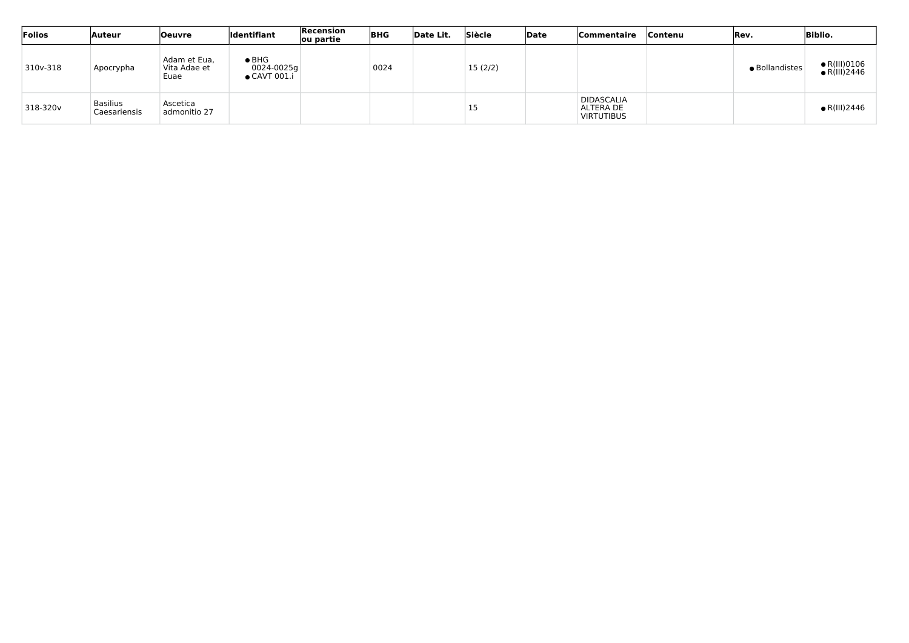| Folios | Auteur | Oeuvre | Identifiant | Recension ou partie | BHG | Date Lit. | Siècle | Date | Commentaire | Contenu | Rev. | Biblio. |
|---|---|---|---|---|---|---|---|---|---|---|---|---|
| 310v-318 | Apocrypha | Adam et Eua, Vita Adae et Euae | • BHG 0024-0025g<br>• CAVT 001.i | | 0024 | | 15 (2/2) | | | | • Bollandistes | • R(III)0106<br>• R(III)2446 |
| 318-320v | Basilius Caesariensis | Ascetica admonitio 27 | | | | | 15 | | DIDASCALIA ALTERA DE VIRTUTIBUS | | | • R(III)2446 |